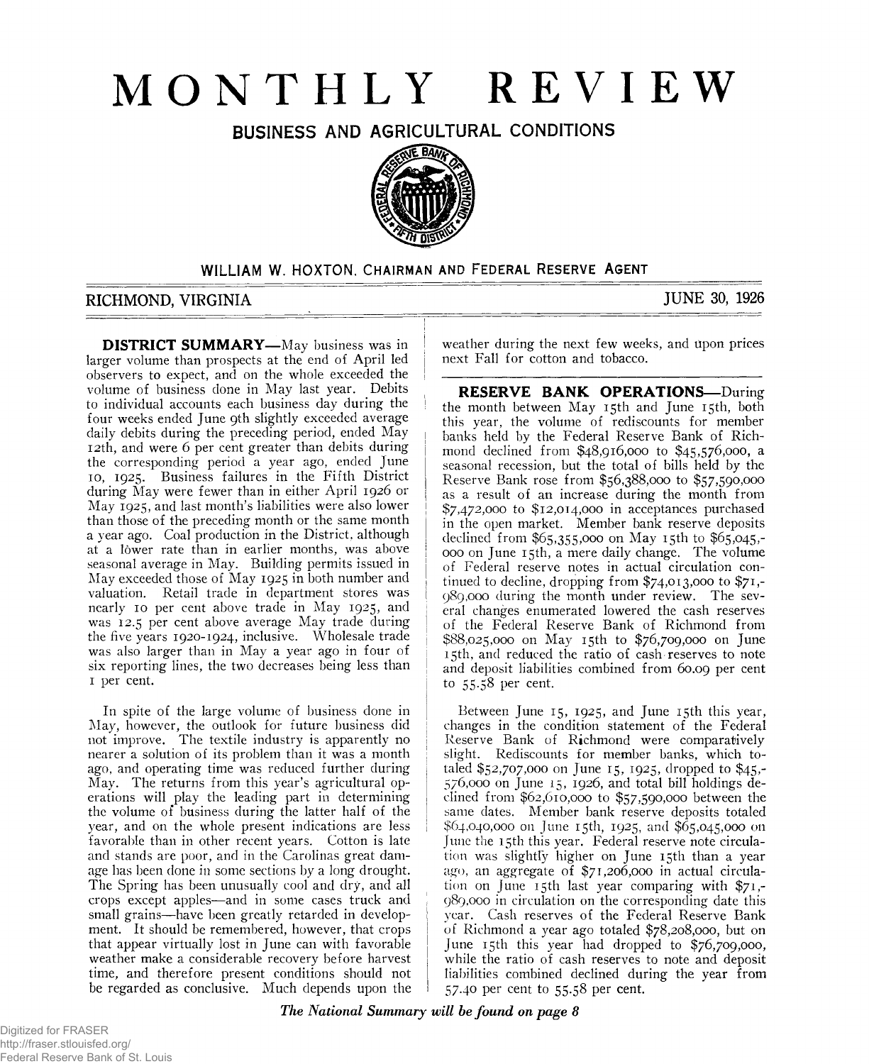# MONTHLY REVIEW

## BUSINESS AND AGRICULTURAL CONDITIONS

WILLIAM W. HOXTON, CHAIRMAN AND FEDERAL RESERVE AGENT

RICHMOND, VIRGINIA — JUNE 30, 1926

**DISTRICT SUMMARY**—May business was in larger volume than prospects at the end of April led observers to expect, and on the whole exceeded the volume of business done in May last year. Debits to individual accounts each business day during the four weeks ended June 9th slightly exceeded average daily debits during the preceding period, ended May 12th, and were 6 per cent greater than debits during the corresponding period a year ago, ended June 10, 1925. Business failures in the Fifth District during May were fewer than in either April 1926 or May 1925, and last month's liabilities were also lower than those of the preceding month or the same month a year ago. Coal production in the District, although at a lower rate than in earlier months, was above seasonal average in May. Building permits issued in May exceeded those of May 1925 in both number and valuation. Retail trade in department stores was nearly 10 per cent above trade in May 1925, and was 12.5 per cent above average May trade during the five years 1920-1924, inclusive. Wholesale trade was also larger than in May a year ago in four of six reporting lines, the two decreases being less than 1 per cent.

In spite of the large volume of business done in May, however, the outlook for future business did not improve. The textile industry is apparently no nearer a solution of its problem than it was a month ago, and operating time was reduced further during May. The returns from this year's agricultural operations will play the leading part in determining the volume of business during the latter half of the year, and on the whole present indications are less favorable than in other recent years. Cotton is late and stands are poor, and in the Carolinas great damage has been done in some sections by a long drought. The Spring has been unusually cool and dry, and all crops except apples—and in some cases truck and small grains—have been greatly retarded in development. It should be remembered, however, that crops that appear virtually lost in June can with favorable weather make a considerable recovery before harvest time, and therefore present conditions should not be regarded as conclusive. Much depends upon the weather during the next few weeks, and upon prices next Fall for cotton and tobacco.

**RESERVE BANK OPERATIONS**—During the month between May 15th and June 15th, both this year, the volume of rediscounts for member banks held by the Federal Reserve Bank of Richmond declined from $48,916,000 to $45,576,000, a seasonal recession, but the total of bills held by the Reserve Bank rose from $56,388,000 to $57,590,000 as a result of an increase during the month from $7,472,000 to $12,014,000 in acceptances purchased in the open market. Member bank reserve deposits declined from $65,355,000 on May 15th to $65,045,000 on June 15th, a mere daily change. The volume of Federal reserve notes in actual circulation continued to decline, dropping from $74,013,000 to $71,989,000 during the month under review. The several changes enumerated lowered the cash reserves of the Federal Reserve Bank of Richmond from $88,025,000 on May 15th to $76,709,000 on June 15th, and reduced the ratio of cash reserves to note and deposit liabilities combined from 60.09 per cent to 55.58 per cent.

Between June 15, 1925, and June 15th this year, changes in the condition statement of the Federal Reserve Bank of Richmond were comparatively slight. Rediscounts for member banks, which totaled $52,707,000 on June 15, 1925, dropped to $45,576,000 on June 15, 1926, and total bill holdings declined from $62,610,000 to $57,590,000 between the same dates. Member bank reserve deposits totaled $64,040,000 on June 15th, 1925, and $65,045,000 on June the 15th this year. Federal reserve note circulation was slightly higher on June 15th than a year ago, an aggregate of $71,206,000 in actual circulation on June 15th last year comparing with $71,989,000 in circulation on the corresponding date this year. Cash reserves of the Federal Reserve Bank of Richmond a year ago totaled $78,208,000, but on June 15th this year had dropped to $76,709,000, while the ratio of cash reserves to note and deposit liabilities combined declined during the year from 57.40 per cent to 55.58 per cent.

*The National Summary will be found on page 8*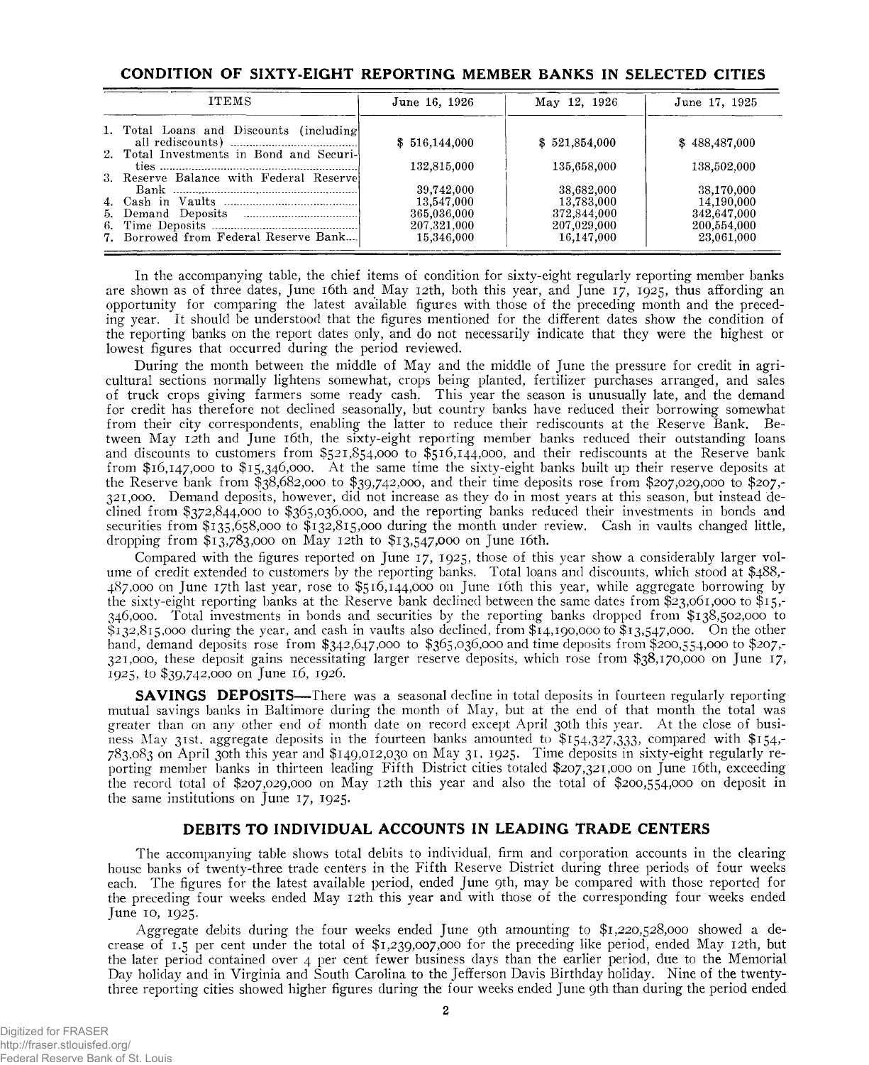## CONDITION OF SIXTY-EIGHT REPORTING MEMBER BANKS IN SELECTED CITIES

| ITEMS | June 16, 1926 | May 12, 1926 | June 17, 1925 |
|---|---|---|---|
| 1. Total Loans and Discounts (including all rediscounts) | $ 516,144,000 | $ 521,854,000 | $ 488,487,000 |
| 2. Total Investments in Bond and Securities | 132,815,000 | 135,658,000 | 138,502,000 |
| 3. Reserve Balance with Federal Reserve Bank | 39,742,000 | 38,682,000 | 38,170,000 |
| 4. Cash in Vaults | 13,547,000 | 13,783,000 | 14,190,000 |
| 5. Demand Deposits | 365,036,000 | 372,844,000 | 342,647,000 |
| 6. Time Deposits | 207,321,000 | 207,029,000 | 200,554,000 |
| 7. Borrowed from Federal Reserve Bank | 15,346,000 | 16,147,000 | 23,061,000 |

In the accompanying table, the chief items of condition for sixty-eight regularly reporting member banks are shown as of three dates, June 16th and May 12th, both this year, and June 17, 1925, thus affording an opportunity for comparing the latest available figures with those of the preceding month and the preceding year. It should be understood that the figures mentioned for the different dates show the condition of the reporting banks on the report dates only, and do not necessarily indicate that they were the highest or lowest figures that occurred during the period reviewed.

During the month between the middle of May and the middle of June the pressure for credit in agricultural sections normally lightens somewhat, crops being planted, fertilizer purchases arranged, and sales of truck crops giving farmers some ready cash. This year the season is unusually late, and the demand for credit has therefore not declined seasonally, but country banks have reduced their borrowing somewhat from their city correspondents, enabling the latter to reduce their rediscounts at the Reserve Bank. Between May 12th and June 16th, the sixty-eight reporting member banks reduced their outstanding loans and discounts to customers from $521,854,000 to $516,144,000, and their rediscounts at the Reserve bank from $16,147,000 to $15,346,000. At the same time the sixty-eight banks built up their reserve deposits at the Reserve bank from $38,682,000 to $39,742,000, and their time deposits rose from $207,029,000 to $207,321,000. Demand deposits, however, did not increase as they do in most years at this season, but instead declined from $372,844,000 to $365,036,000, and the reporting banks reduced their investments in bonds and securities from $135,658,000 to $132,815,000 during the month under review. Cash in vaults changed little, dropping from $13,783,000 on May 12th to $13,547,000 on June 16th.

Compared with the figures reported on June 17, 1925, those of this year show a considerably larger volume of credit extended to customers by the reporting banks. Total loans and discounts, which stood at $488,487,000 on June 17th last year, rose to $516,144,000 on June 16th this year, while aggregate borrowing by the sixty-eight reporting banks at the Reserve bank declined between the same dates from $23,061,000 to $15,346,000. Total investments in bonds and securities by the reporting banks dropped from $138,502,000 to $132,815,000 during the year, and cash in vaults also declined, from $14,190,000 to $13,547,000. On the other hand, demand deposits rose from $342,647,000 to $365,036,000 and time deposits from $200,554,000 to $207,321,000, these deposit gains necessitating larger reserve deposits, which rose from $38,170,000 on June 17, 1925, to $39,742,000 on June 16, 1926.

**SAVINGS DEPOSITS**—There was a seasonal decline in total deposits in fourteen regularly reporting mutual savings banks in Baltimore during the month of May, but at the end of that month the total was greater than on any other end of month date on record except April 30th this year. At the close of business May 31st, aggregate deposits in the fourteen banks amounted to $154,327,333, compared with $154,783,083 on April 30th this year and $149,012,030 on May 31, 1925. Time deposits in sixty-eight regularly reporting member banks in thirteen leading Fifth District cities totaled $207,321,000 on June 16th, exceeding the record total of $207,029,000 on May 12th this year and also the total of $200,554,000 on deposit in the same institutions on June 17, 1925.

## DEBITS TO INDIVIDUAL ACCOUNTS IN LEADING TRADE CENTERS

The accompanying table shows total debits to individual, firm and corporation accounts in the clearing house banks of twenty-three trade centers in the Fifth Reserve District during three periods of four weeks each. The figures for the latest available period, ended June 9th, may be compared with those reported for the preceding four weeks ended May 12th this year and with those of the corresponding four weeks ended June 10, 1925.

Aggregate debits during the four weeks ended June 9th amounting to $1,220,528,000 showed a decrease of 1.5 per cent under the total of $1,239,007,000 for the preceding like period, ended May 12th, but the later period contained over 4 per cent fewer business days than the earlier period, due to the Memorial Day holiday and in Virginia and South Carolina to the Jefferson Davis Birthday holiday. Nine of the twenty-three reporting cities showed higher figures during the four weeks ended June 9th than during the period ended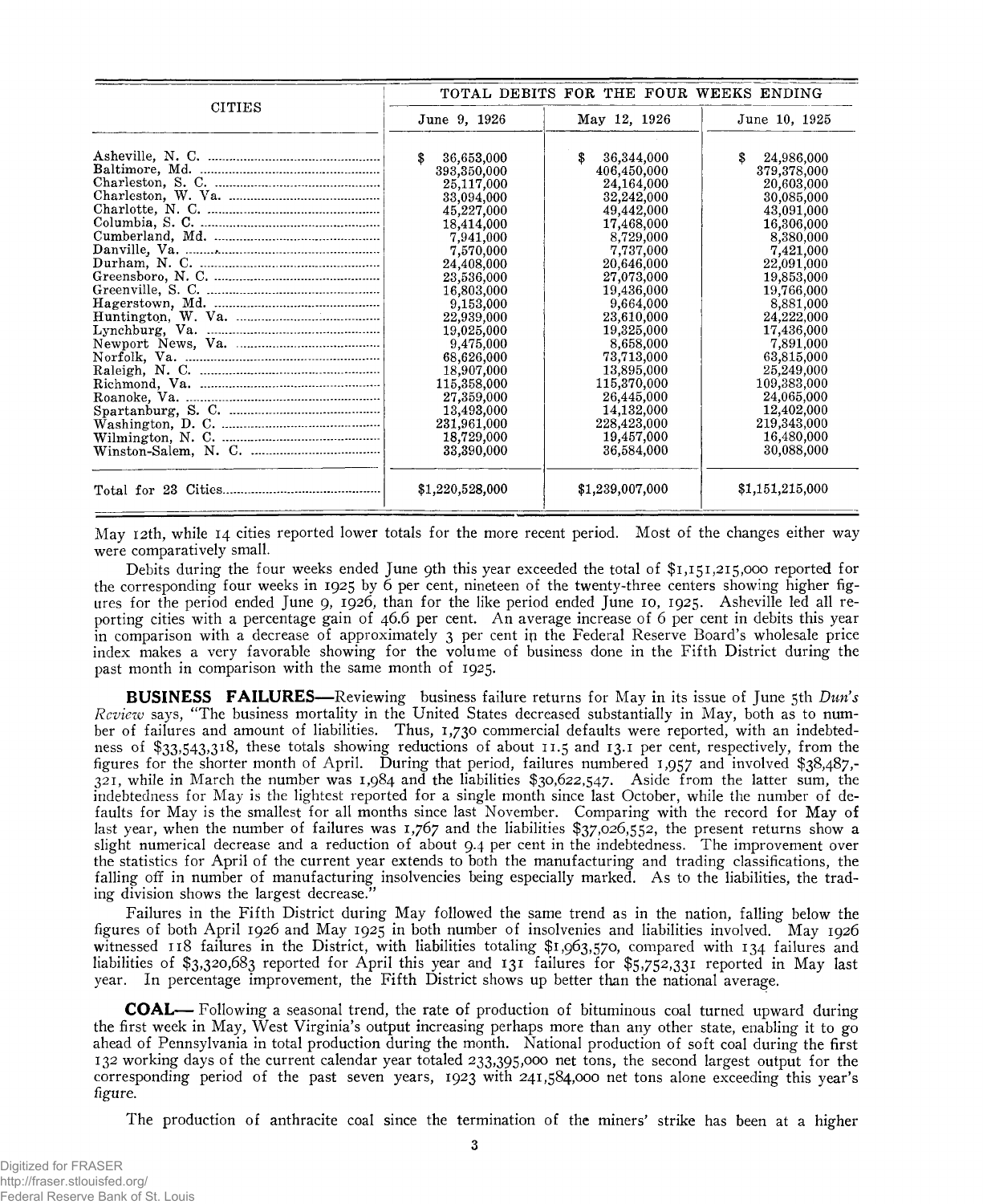| CITIES | TOTAL DEBITS FOR THE FOUR WEEKS ENDING | | |
|---|---|---|---|
| | June 9, 1926 | May 12, 1926 | June 10, 1925 |
| Asheville, N. C. | $ 36,653,000 | $ 36,344,000 | $ 24,986,000 |
| Baltimore, Md. | 393,350,000 | 406,450,000 | 379,378,000 |
| Charleston, S. C. | 25,117,000 | 24,164,000 | 20,603,000 |
| Charleston, W. Va. | 33,094,000 | 32,242,000 | 30,085,000 |
| Charlotte, N. C. | 45,227,000 | 49,442,000 | 43,091,000 |
| Columbia, S. C. | 18,414,000 | 17,468,000 | 16,306,000 |
| Cumberland, Md. | 7,941,000 | 8,729,000 | 8,380,000 |
| Danville, Va. | 7,570,000 | 7,737,000 | 7,421,000 |
| Durham, N. C. | 24,408,000 | 20,646,000 | 22,091,000 |
| Greensboro, N. C. | 23,536,000 | 27,073,000 | 19,853,000 |
| Greenville, S. C. | 16,803,000 | 19,436,000 | 19,766,000 |
| Hagerstown, Md. | 9,153,000 | 9,664,000 | 8,881,000 |
| Huntington, W. Va. | 22,939,000 | 23,610,000 | 24,222,000 |
| Lynchburg, Va. | 19,025,000 | 19,325,000 | 17,436,000 |
| Newport News, Va. | 9,475,000 | 8,658,000 | 7,891,000 |
| Norfolk, Va. | 68,626,000 | 73,713,000 | 63,815,000 |
| Raleigh, N. C. | 18,907,000 | 13,895,000 | 25,249,000 |
| Richmond, Va. | 115,358,000 | 115,370,000 | 109,383,000 |
| Roanoke, Va. | 27,359,000 | 26,445,000 | 24,065,000 |
| Spartanburg, S. C. | 13,493,000 | 14,132,000 | 12,402,000 |
| Washington, D. C. | 231,961,000 | 228,423,000 | 219,343,000 |
| Wilmington, N. C. | 18,729,000 | 19,457,000 | 16,480,000 |
| Winston-Salem, N. C. | 33,390,000 | 36,584,000 | 30,088,000 |
| Total for 23 Cities | $1,220,528,000 | $1,239,007,000 | $1,151,215,000 |

May 12th, while 14 cities reported lower totals for the more recent period. Most of the changes either way were comparatively small.

Debits during the four weeks ended June 9th this year exceeded the total of $1,151,215,000 reported for the corresponding four weeks in 1925 by 6 per cent, nineteen of the twenty-three centers showing higher figures for the period ended June 9, 1926, than for the like period ended June 10, 1925. Asheville led all reporting cities with a percentage gain of 46.6 per cent. An average increase of 6 per cent in debits this year in comparison with a decrease of approximately 3 per cent in the Federal Reserve Board's wholesale price index makes a very favorable showing for the volume of business done in the Fifth District during the past month in comparison with the same month of 1925.

**BUSINESS FAILURES**—Reviewing business failure returns for May in its issue of June 5th *Dun's Review* says, "The business mortality in the United States decreased substantially in May, both as to number of failures and amount of liabilities. Thus, 1,730 commercial defaults were reported, with an indebtedness of $33,543,318, these totals showing reductions of about 11.5 and 13.1 per cent, respectively, from the figures for the shorter month of April. During that period, failures numbered 1,957 and involved $38,487,-321, while in March the number was 1,984 and the liabilities $30,622,547. Aside from the latter sum, the indebtedness for May is the lightest reported for a single month since last October, while the number of defaults for May is the smallest for all months since last November. Comparing with the record for May of last year, when the number of failures was 1,767 and the liabilities $37,026,552, the present returns show a slight numerical decrease and a reduction of about 9.4 per cent in the indebtedness. The improvement over the statistics for April of the current year extends to both the manufacturing and trading classifications, the falling off in number of manufacturing insolvencies being especially marked. As to the liabilities, the trading division shows the largest decrease."

Failures in the Fifth District during May followed the same trend as in the nation, falling below the figures of both April 1926 and May 1925 in both number of insolvenies and liabilities involved. May 1926 witnessed 118 failures in the District, with liabilities totaling $1,963,570, compared with 134 failures and liabilities of $3,320,683 reported for April this year and 131 failures for $5,752,331 reported in May last year. In percentage improvement, the Fifth District shows up better than the national average.

**COAL**— Following a seasonal trend, the rate of production of bituminous coal turned upward during the first week in May, West Virginia's output increasing perhaps more than any other state, enabling it to go ahead of Pennsylvania in total production during the month. National production of soft coal during the first 132 working days of the current calendar year totaled 233,395,000 net tons, the second largest output for the corresponding period of the past seven years, 1923 with 241,584,000 net tons alone exceeding this year's figure.

The production of anthracite coal since the termination of the miners' strike has been at a higher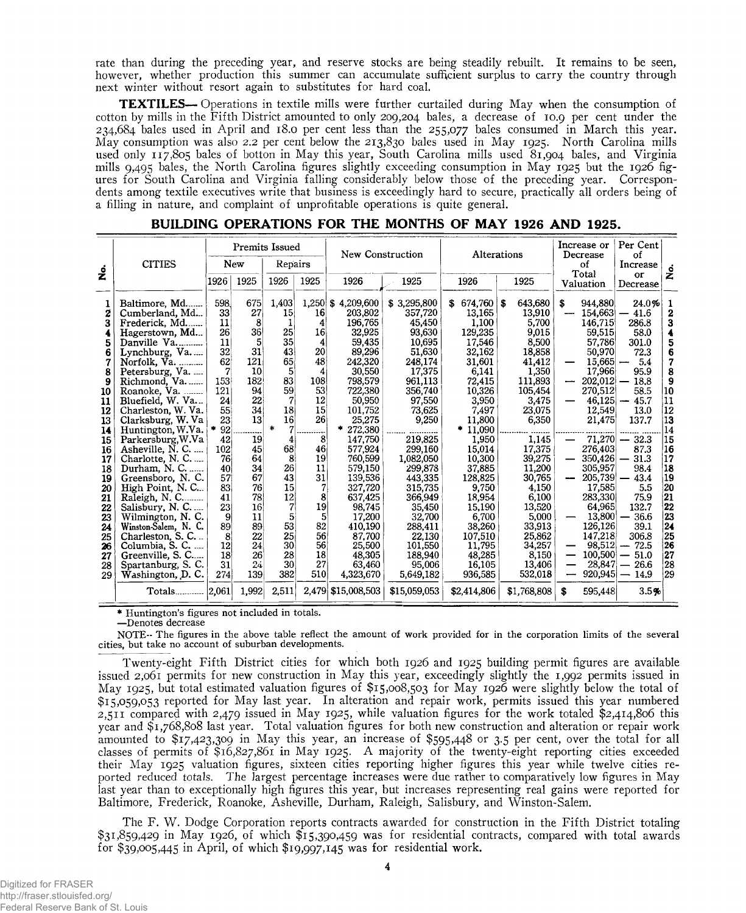rate than during the preceding year, and reserve stocks are being steadily rebuilt. It remains to be seen, however, whether production this summer can accumulate sufficient surplus to carry the country through next winter without resort again to substitutes for hard coal.

**TEXTILES**— Operations in textile mills were further curtailed during May when the consumption of cotton by mills in the Fifth District amounted to only 209,204 bales, a decrease of 10.9 per cent under the 234,684 bales used in April and 18.0 per cent less than the 255,077 bales consumed in March this year. May consumption was also 2.2 per cent below the 213,830 bales used in May 1925. North Carolina mills used only 117,805 bales of botton in May this year, South Carolina mills used 81,904 bales, and Virginia mills 9,495 bales, the North Carolina figures slightly exceeding consumption in May 1925 but the 1926 figures for South Carolina and Virginia falling considerably below those of the preceding year. Correspondents among textile executives write that business is exceedingly hard to secure, practically all orders being of a filling in nature, and complaint of unprofitable operations is quite general.

## BUILDING OPERATIONS FOR THE MONTHS OF MAY 1926 AND 1925.

| No. | CITIES | Premits Issued | | | | New Construction | | Alterations | | Increase or Decrease of Total Valuation | Per Cent of Increase or Decrease | No. |
|---|---|---|---|---|---|---|---|---|---|---|---|---|
| | | New | | Repairs | | | | | | | | |
| | | 1926 | 1925 | 1926 | 1925 | 1926 | 1925 | 1926 | 1925 | | | |
| 1 | Baltimore, Md. | 598 | 675 | 1,403 | 1,250 | $ 4,209,600 | $ 3,295,800 | $ 674,760 | $ 643,680 | $ 944,880 | 24.0% | 1 |
| 2 | Cumberland, Md. | 33 | 27 | 15 | 16 | 203,802 | 357,720 | 13,165 | 13,910 | — 154,663 | — 41.6 | 2 |
| 3 | Frederick, Md. | 11 | 8 | 1 | 4 | 196,765 | 45,450 | 1,100 | 5,700 | 146,715 | 286.8 | 3 |
| 4 | Hagerstown, Md. | 26 | 36 | 25 | 16 | 32,925 | 93,630 | 129,235 | 9,015 | 59,515 | 58.0 | 4 |
| 5 | Danville Va. | 11 | 5 | 35 | 4 | 59,435 | 10,695 | 17,546 | 8,500 | 57,786 | 301.0 | 5 |
| 6 | Lynchburg, Va. | 32 | 31 | 43 | 20 | 89,296 | 51,630 | 32,162 | 18,858 | 50,970 | 72.3 | 6 |
| 7 | Norfolk, Va. | 62 | 121 | 65 | 48 | 242,320 | 248,174 | 31,601 | 41,412 | — 15,665 | — 5.4 | 7 |
| 8 | Petersburg, Va. | 7 | 10 | 5 | 4 | 30,550 | 17,375 | 6,141 | 1,350 | 17,966 | 95.9 | 8 |
| 9 | Richmond, Va. | 153 | 182 | 83 | 108 | 798,579 | 961,113 | 72,415 | 111,893 | — 202,012 | — 18.8 | 9 |
| 10 | Roanoke, Va. | 121 | 94 | 59 | 53 | 722,380 | 356,740 | 10,326 | 105,454 | 270,512 | 58.5 | 10 |
| 11 | Bluefield, W. Va. | 24 | 22 | 7 | 12 | 50,950 | 97,550 | 3,950 | 3,475 | — 46,125 | — 45.7 | 11 |
| 12 | Charleston, W. Va. | 55 | 34 | 18 | 15 | 101,752 | 73,625 | 7,497 | 23,075 | 12,549 | 13.0 | 12 |
| 13 | Clarksburg, W. Va | 23 | 13 | 16 | 26 | 25,275 | 9,250 | 11,800 | 6,350 | 21,475 | 137.7 | 13 |
| 14 | Huntington, W.Va. | * 92 | ........ | * 7 | ........ | * 272,380 | ........ | * 11,090 | ........ | ........ | ........ | 14 |
| 15 | Parkersburg, W.Va | 42 | 19 | 4 | 8 | 147,750 | 219,825 | 1,950 | 1,145 | — 71,270 | — 32.3 | 15 |
| 16 | Asheville, N. C. | 102 | 45 | 68 | 46 | 577,924 | 299,160 | 15,014 | 17,375 | 276,403 | 87.3 | 16 |
| 17 | Charlotte, N. C. | 76 | 64 | 8 | 19 | 760,599 | 1,082,050 | 10,300 | 39,275 | — 350,426 | — 31.3 | 17 |
| 18 | Durham, N. C. | 40 | 34 | 26 | 11 | 579,150 | 299,878 | 37,885 | 11,200 | 305,957 | 98.4 | 18 |
| 19 | Greensboro, N. C. | 57 | 67 | 43 | 31 | 139,536 | 443,335 | 128,825 | 30,765 | — 205,739 | — 43.4 | 19 |
| 20 | High Point, N. C. | 83 | 76 | 15 | 7 | 327,720 | 315,735 | 9,750 | 4,150 | 17,585 | 5.5 | 20 |
| 21 | Raleigh, N. C. | 41 | 78 | 12 | 8 | 637,425 | 366,949 | 18,954 | 6,100 | 283,330 | 75.9 | 21 |
| 22 | Salisbury, N. C. | 23 | 16 | 7 | 19 | 98,745 | 35,450 | 15,190 | 13,520 | 64,965 | 132.7 | 22 |
| 23 | Wilmington, N. C. | 9 | 11 | 5 | 5 | 17,200 | 32,700 | 6,700 | 5,000 | — 13,800 | — 36.6 | 23 |
| 24 | Winston-Salem, N. C. | 89 | 89 | 53 | 82 | 410,190 | 288,411 | 38,260 | 33,913 | 126,126 | 39.1 | 24 |
| 25 | Charleston, S. C. | 8 | 22 | 25 | 56 | 87,700 | 22,130 | 107,510 | 25,862 | 147,218 | 306.8 | 25 |
| 26 | Columbia, S. C. | 12 | 24 | 30 | 56 | 25,500 | 101,550 | 11,795 | 34,257 | — 98,512 | — 72.5 | 26 |
| 27 | Greenville, S. C. | 18 | 26 | 28 | 18 | 48,305 | 188,940 | 48,285 | 8,150 | — 100,500 | — 51.0 | 27 |
| 28 | Spartanburg, S. C. | 31 | 24 | 30 | 27 | 63,460 | 95,006 | 16,105 | 13,406 | — 28,847 | — 26.6 | 28 |
| 29 | Washington, D. C. | 274 | 139 | 382 | 510 | 4,323,670 | 5,649,182 | 936,585 | 532,018 | — 920,945 | — 14.9 | 29 |
| | Totals | 2,061 | 1,992 | 2,511 | 2,479 | $15,008,503 | $15,059,053 | $2,414,806 | $1,768,808 | $ 595,448 | 3.5% | |

\* Huntington's figures not included in totals.
—Denotes decrease

NOTE-- The figures in the above table reflect the amount of work provided for in the corporation limits of the several cities, but take no account of suburban developments.

Twenty-eight Fifth District cities for which both 1926 and 1925 building permit figures are available issued 2,061 permits for new construction in May this year, exceedingly slightly the 1,992 permits issued in May 1925, but total estimated valuation figures of $15,008,503 for May 1926 were slightly below the total of $15,059,053 reported for May last year. In alteration and repair work, permits issued this year numbered 2,511 compared with 2,479 issued in May 1925, while valuation figures for the work totaled $2,414,806 this year and $1,768,808 last year. Total valuation figures for both new construction and alteration or repair work amounted to $17,423,309 in May this year, an increase of $595,448 or 3.5 per cent, over the total for all classes of permits of $16,827,861 in May 1925. A majority of the twenty-eight reporting cities exceeded their May 1925 valuation figures, sixteen cities reporting higher figures this year while twelve cities reported reduced totals. The largest percentage increases were due rather to comparatively low figures in May last year than to exceptionally high figures this year, but increases representing real gains were reported for Baltimore, Frederick, Roanoke, Asheville, Durham, Raleigh, Salisbury, and Winston-Salem.

The F. W. Dodge Corporation reports contracts awarded for construction in the Fifth District totaling $31,859,429 in May 1926, of which $15,390,459 was for residential contracts, compared with total awards for $39,005,445 in April, of which $19,997,145 was for residential work.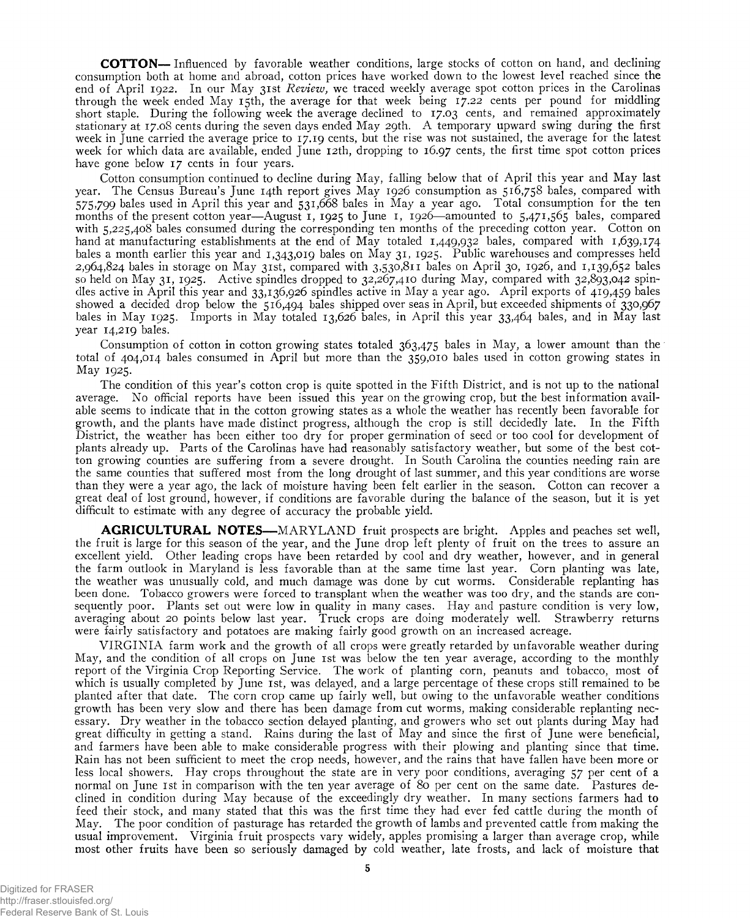**COTTON**— Influenced by favorable weather conditions, large stocks of cotton on hand, and declining consumption both at home and abroad, cotton prices have worked down to the lowest level reached since the end of April 1922. In our May 31st *Review*, we traced weekly average spot cotton prices in the Carolinas through the week ended May 15th, the average for that week being 17.22 cents per pound for middling short staple. During the following week the average declined to 17.03 cents, and remained approximately stationary at 17.08 cents during the seven days ended May 29th. A temporary upward swing during the first week in June carried the average price to 17.19 cents, but the rise was not sustained, the average for the latest week for which data are available, ended June 12th, dropping to 16.97 cents, the first time spot cotton prices have gone below 17 cents in four years.

Cotton consumption continued to decline during May, falling below that of April this year and May last year. The Census Bureau's June 14th report gives May 1926 consumption as 516,758 bales, compared with 575,799 bales used in April this year and 531,668 bales in May a year ago. Total consumption for the ten months of the present cotton year—August 1, 1925 to June 1, 1926—amounted to 5,471,565 bales, compared with 5,225,408 bales consumed during the corresponding ten months of the preceding cotton year. Cotton on hand at manufacturing establishments at the end of May totaled 1,449,932 bales, compared with 1,639,174 bales a month earlier this year and 1,343,019 bales on May 31, 1925. Public warehouses and compresses held 2,964,824 bales in storage on May 31st, compared with 3,530,811 bales on April 30, 1926, and 1,139,652 bales so held on May 31, 1925. Active spindles dropped to 32,267,410 during May, compared with 32,893,042 spindles active in April this year and 33,136,926 spindles active in May a year ago. April exports of 419,459 bales showed a decided drop below the 516,494 bales shipped over seas in April, but exceeded shipments of 330,967 bales in May 1925. Imports in May totaled 13,626 bales, in April this year 33,464 bales, and in May last year 14,219 bales.

Consumption of cotton in cotton growing states totaled 363,475 bales in May, a lower amount than the total of 404,014 bales consumed in April but more than the 359,010 bales used in cotton growing states in May 1925.

The condition of this year's cotton crop is quite spotted in the Fifth District, and is not up to the national average. No official reports have been issued this year on the growing crop, but the best information available seems to indicate that in the cotton growing states as a whole the weather has recently been favorable for growth, and the plants have made distinct progress, although the crop is still decidedly late. In the Fifth District, the weather has been either too dry for proper germination of seed or too cool for development of plants already up. Parts of the Carolinas have had reasonably satisfactory weather, but some of the best cotton growing counties are suffering from a severe drought. In South Carolina the counties needing rain are the same counties that suffered most from the long drought of last summer, and this year conditions are worse than they were a year ago, the lack of moisture having been felt earlier in the season. Cotton can recover a great deal of lost ground, however, if conditions are favorable during the balance of the season, but it is yet difficult to estimate with any degree of accuracy the probable yield.

**AGRICULTURAL NOTES**—MARYLAND fruit prospects are bright. Apples and peaches set well, the fruit is large for this season of the year, and the June drop left plenty of fruit on the trees to assure an excellent yield. Other leading crops have been retarded by cool and dry weather, however, and in general the farm outlook in Maryland is less favorable than at the same time last year. Corn planting was late, the weather was unusually cold, and much damage was done by cut worms. Considerable replanting has been done. Tobacco growers were forced to transplant when the weather was too dry, and the stands are consequently poor. Plants set out were low in quality in many cases. Hay and pasture condition is very low, averaging about 20 points below last year. Truck crops are doing moderately well. Strawberry returns were fairly satisfactory and potatoes are making fairly good growth on an increased acreage.

VIRGINIA farm work and the growth of all crops were greatly retarded by unfavorable weather during May, and the condition of all crops on June 1st was below the ten year average, according to the monthly report of the Virginia Crop Reporting Service. The work of planting corn, peanuts and tobacco, most of which is usually completed by June 1st, was delayed, and a large percentage of these crops still remained to be planted after that date. The corn crop came up fairly well, but owing to the unfavorable weather conditions growth has been very slow and there has been damage from cut worms, making considerable replanting necessary. Dry weather in the tobacco section delayed planting, and growers who set out plants during May had great difficulty in getting a stand. Rains during the last of May and since the first of June were beneficial, and farmers have been able to make considerable progress with their plowing and planting since that time. Rain has not been sufficient to meet the crop needs, however, and the rains that have fallen have been more or less local showers. Hay crops throughout the state are in very poor conditions, averaging 57 per cent of a normal on June 1st in comparison with the ten year average of 80 per cent on the same date. Pastures declined in condition during May because of the exceedingly dry weather. In many sections farmers had to feed their stock, and many stated that this was the first time they had ever fed cattle during the month of May. The poor condition of pasturage has retarded the growth of lambs and prevented cattle from making the usual improvement. Virginia fruit prospects vary widely, apples promising a larger than average crop, while most other fruits have been so seriously damaged by cold weather, late frosts, and lack of moisture that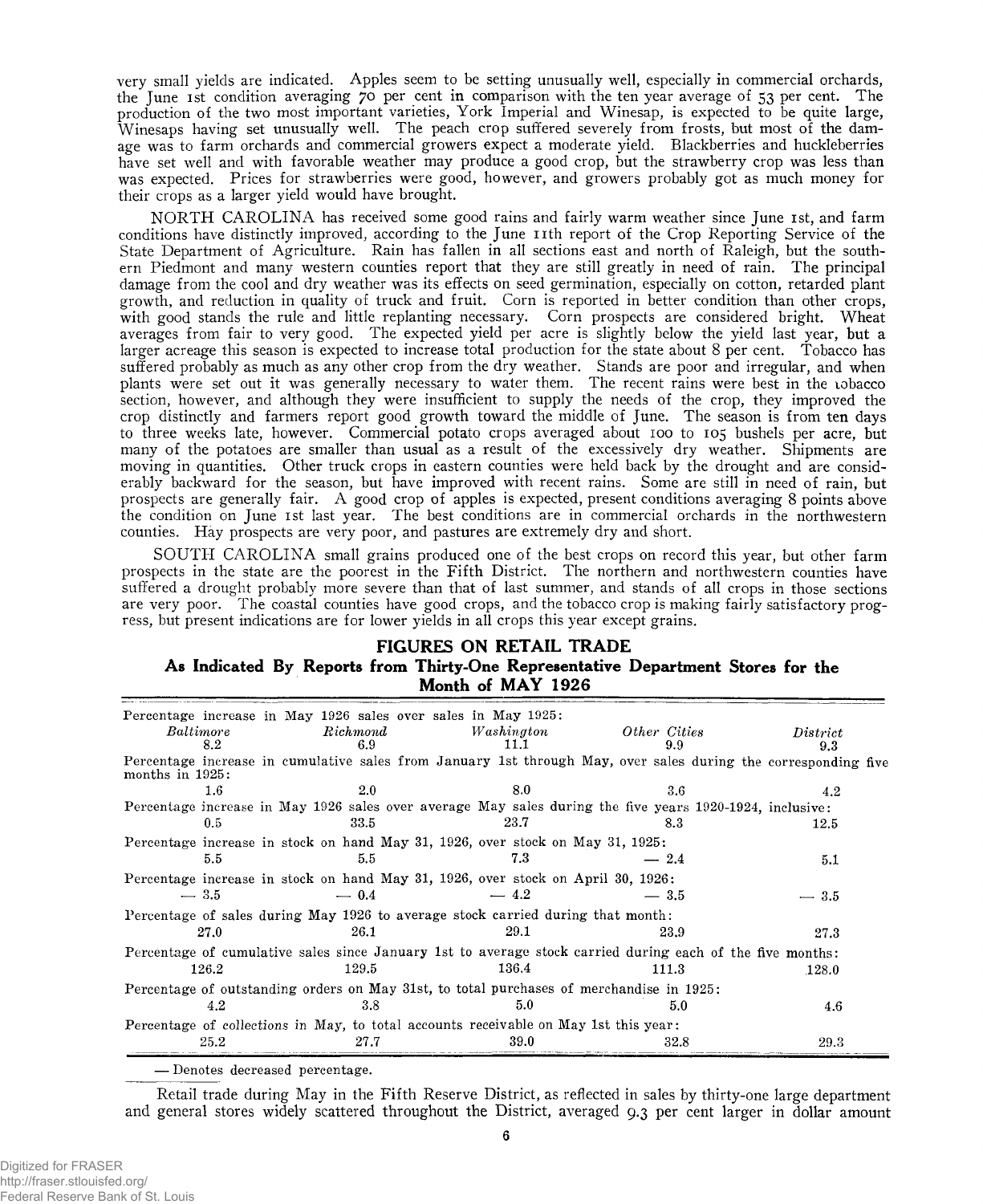very small yields are indicated. Apples seem to be setting unusually well, especially in commercial orchards, the June 1st condition averaging 70 per cent in comparison with the ten year average of 53 per cent. The production of the two most important varieties, York Imperial and Winesap, is expected to be quite large, Winesaps having set unusually well. The peach crop suffered severely from frosts, but most of the damage was to farm orchards and commercial growers expect a moderate yield. Blackberries and huckleberries have set well and with favorable weather may produce a good crop, but the strawberry crop was less than was expected. Prices for strawberries were good, however, and growers probably got as much money for their crops as a larger yield would have brought.

NORTH CAROLINA has received some good rains and fairly warm weather since June 1st, and farm conditions have distinctly improved, according to the June 11th report of the Crop Reporting Service of the State Department of Agriculture. Rain has fallen in all sections east and north of Raleigh, but the southern Piedmont and many western counties report that they are still greatly in need of rain. The principal damage from the cool and dry weather was its effects on seed germination, especially on cotton, retarded plant growth, and reduction in quality of truck and fruit. Corn is reported in better condition than other crops, with good stands the rule and little replanting necessary. Corn prospects are considered bright. Wheat averages from fair to very good. The expected yield per acre is slightly below the yield last year, but a larger acreage this season is expected to increase total production for the state about 8 per cent. Tobacco has suffered probably as much as any other crop from the dry weather. Stands are poor and irregular, and when plants were set out it was generally necessary to water them. The recent rains were best in the tobacco section, however, and although they were insufficient to supply the needs of the crop, they improved the crop distinctly and farmers report good growth toward the middle of June. The season is from ten days to three weeks late, however. Commercial potato crops averaged about 100 to 105 bushels per acre, but many of the potatoes are smaller than usual as a result of the excessively dry weather. Shipments are moving in quantities. Other truck crops in eastern counties were held back by the drought and are considerably backward for the season, but have improved with recent rains. Some are still in need of rain, but prospects are generally fair. A good crop of apples is expected, present conditions averaging 8 points above the condition on June 1st last year. The best conditions are in commercial orchards in the northwestern counties. Hay prospects are very poor, and pastures are extremely dry and short.

SOUTH CAROLINA small grains produced one of the best crops on record this year, but other farm prospects in the state are the poorest in the Fifth District. The northern and northwestern counties have suffered a drought probably more severe than that of last summer, and stands of all crops in those sections are very poor. The coastal counties have good crops, and the tobacco crop is making fairly satisfactory progress, but present indications are for lower yields in all crops this year except grains.

## FIGURES ON RETAIL TRADE

### As Indicated By Reports from Thirty-One Representative Department Stores for the Month of MAY 1926

| | *Baltimore* | *Richmond* | *Washington* | *Other Cities* | *District* |
|---|---|---|---|---|---|
| Percentage increase in May 1926 sales over sales in May 1925: | 8.2 | 6.9 | 11.1 | 9.9 | 9.3 |
| Percentage increase in cumulative sales from January 1st through May, over sales during the corresponding five months in 1925: | 1.6 | 2.0 | 8.0 | 3.6 | 4.2 |
| Percentage increase in May 1926 sales over average May sales during the five years 1920-1924, inclusive: | 0.5 | 33.5 | 23.7 | 8.3 | 12.5 |
| Percentage increase in stock on hand May 31, 1926, over stock on May 31, 1925: | 5.5 | 5.5 | 7.3 | — 2.4 | 5.1 |
| Percentage increase in stock on hand May 31, 1926, over stock on April 30, 1926: | — 3.5 | — 0.4 | — 4.2 | — 3.5 | — 3.5 |
| Percentage of sales during May 1926 to average stock carried during that month: | 27.0 | 26.1 | 29.1 | 23.9 | 27.3 |
| Percentage of cumulative sales since January 1st to average stock carried during each of the five months: | 126.2 | 129.5 | 136.4 | 111.3 | 128.0 |
| Percentage of outstanding orders on May 31st, to total purchases of merchandise in 1925: | 4.2 | 3.8 | 5.0 | 5.0 | 4.6 |
| Percentage of collections in May, to total accounts receivable on May 1st this year: | 25.2 | 27.7 | 39.0 | 32.8 | 29.3 |

— Denotes decreased percentage.

Retail trade during May in the Fifth Reserve District, as reflected in sales by thirty-one large department and general stores widely scattered throughout the District, averaged 9.3 per cent larger in dollar amount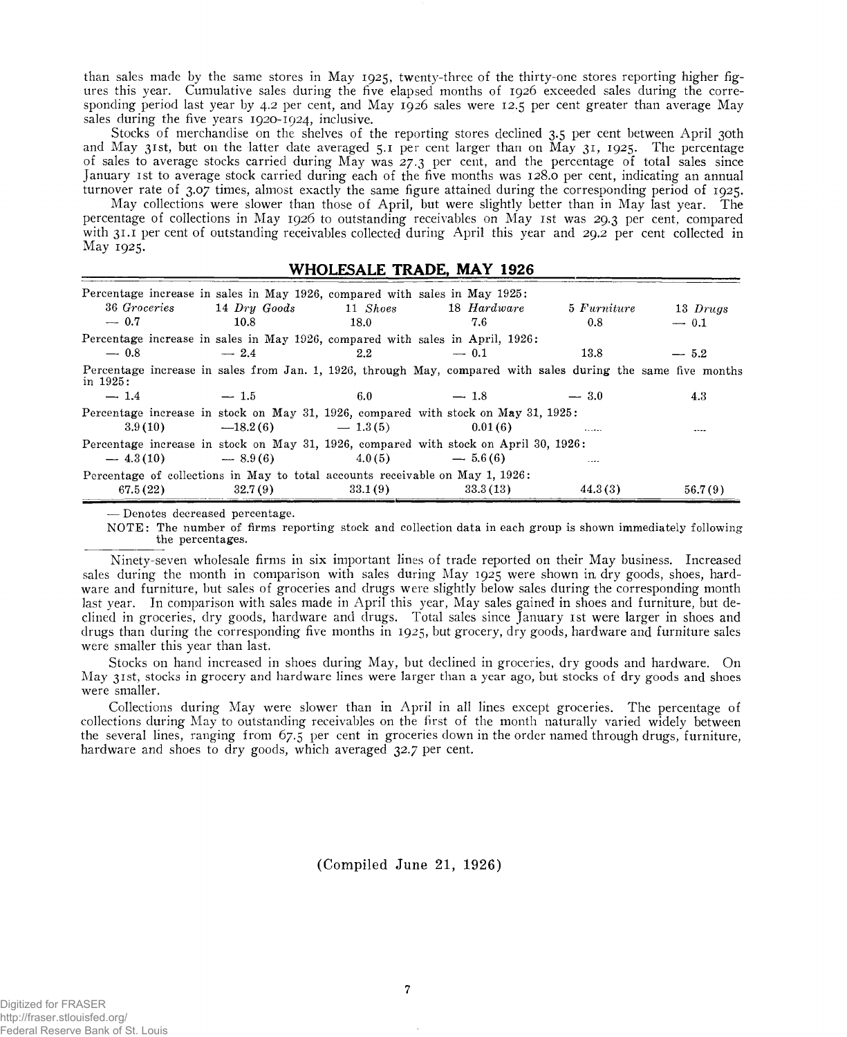than sales made by the same stores in May 1925, twenty-three of the thirty-one stores reporting higher figures this year. Cumulative sales during the five elapsed months of 1926 exceeded sales during the corresponding period last year by 4.2 per cent, and May 1926 sales were 12.5 per cent greater than average May sales during the five years 1920-1924, inclusive.

Stocks of merchandise on the shelves of the reporting stores declined 3.5 per cent between April 30th and May 31st, but on the latter date averaged 5.1 per cent larger than on May 31, 1925. The percentage of sales to average stocks carried during May was 27.3 per cent, and the percentage of total sales since January 1st to average stock carried during each of the five months was 128.0 per cent, indicating an annual turnover rate of 3.07 times, almost exactly the same figure attained during the corresponding period of 1925.

May collections were slower than those of April, but were slightly better than in May last year. The percentage of collections in May 1926 to outstanding receivables on May 1st was 29.3 per cent, compared with 31.1 per cent of outstanding receivables collected during April this year and 29.2 per cent collected in May 1925.

## WHOLESALE TRADE, MAY 1926

| | 36 *Groceries* | 14 *Dry Goods* | 11 *Shoes* | 18 *Hardware* | 5 *Furniture* | 13 *Drugs* |
|---|---|---|---|---|---|---|
| Percentage increase in sales in May 1926, compared with sales in May 1925: | — 0.7 | 10.8 | 18.0 | 7.6 | 0.8 | — 0.1 |
| Percentage increase in sales in May 1926, compared with sales in April, 1926: | — 0.8 | — 2.4 | 2.2 | — 0.1 | 13.8 | — 5.2 |
| Percentage increase in sales from Jan. 1, 1926, through May, compared with sales during the same five months in 1925: | — 1.4 | — 1.5 | 6.0 | — 1.8 | — 3.0 | 4.3 |
| Percentage increase in stock on May 31, 1926, compared with stock on May 31, 1925: | 3.9 (10) | —18.2 (6) | — 1.3 (5) | 0.01 (6) | ..... | .... |
| Percentage increase in stock on May 31, 1926, compared with stock on April 30, 1926: | — 4.3 (10) | — 8.9 (6) | 4.0 (5) | — 5.6 (6) | .... | |
| Percentage of collections in May to total accounts receivable on May 1, 1926: | 67.5 (22) | 32.7 (9) | 33.1 (9) | 33.3 (13) | 44.3 (3) | 56.7 (9) |

— Denotes decreased percentage.

NOTE: The number of firms reporting stock and collection data in each group is shown immediately following the percentages.

Ninety-seven wholesale firms in six important lines of trade reported on their May business. Increased sales during the month in comparison with sales during May 1925 were shown in dry goods, shoes, hardware and furniture, but sales of groceries and drugs were slightly below sales during the corresponding month last year. In comparison with sales made in April this year, May sales gained in shoes and furniture, but declined in groceries, dry goods, hardware and drugs. Total sales since January 1st were larger in shoes and drugs than during the corresponding five months in 1925, but grocery, dry goods, hardware and furniture sales were smaller this year than last.

Stocks on hand increased in shoes during May, but declined in groceries, dry goods and hardware. On May 31st, stocks in grocery and hardware lines were larger than a year ago, but stocks of dry goods and shoes were smaller.

Collections during May were slower than in April in all lines except groceries. The percentage of collections during May to outstanding receivables on the first of the month naturally varied widely between the several lines, ranging from 67.5 per cent in groceries down in the order named through drugs, furniture, hardware and shoes to dry goods, which averaged 32.7 per cent.

(Compiled June 21, 1926)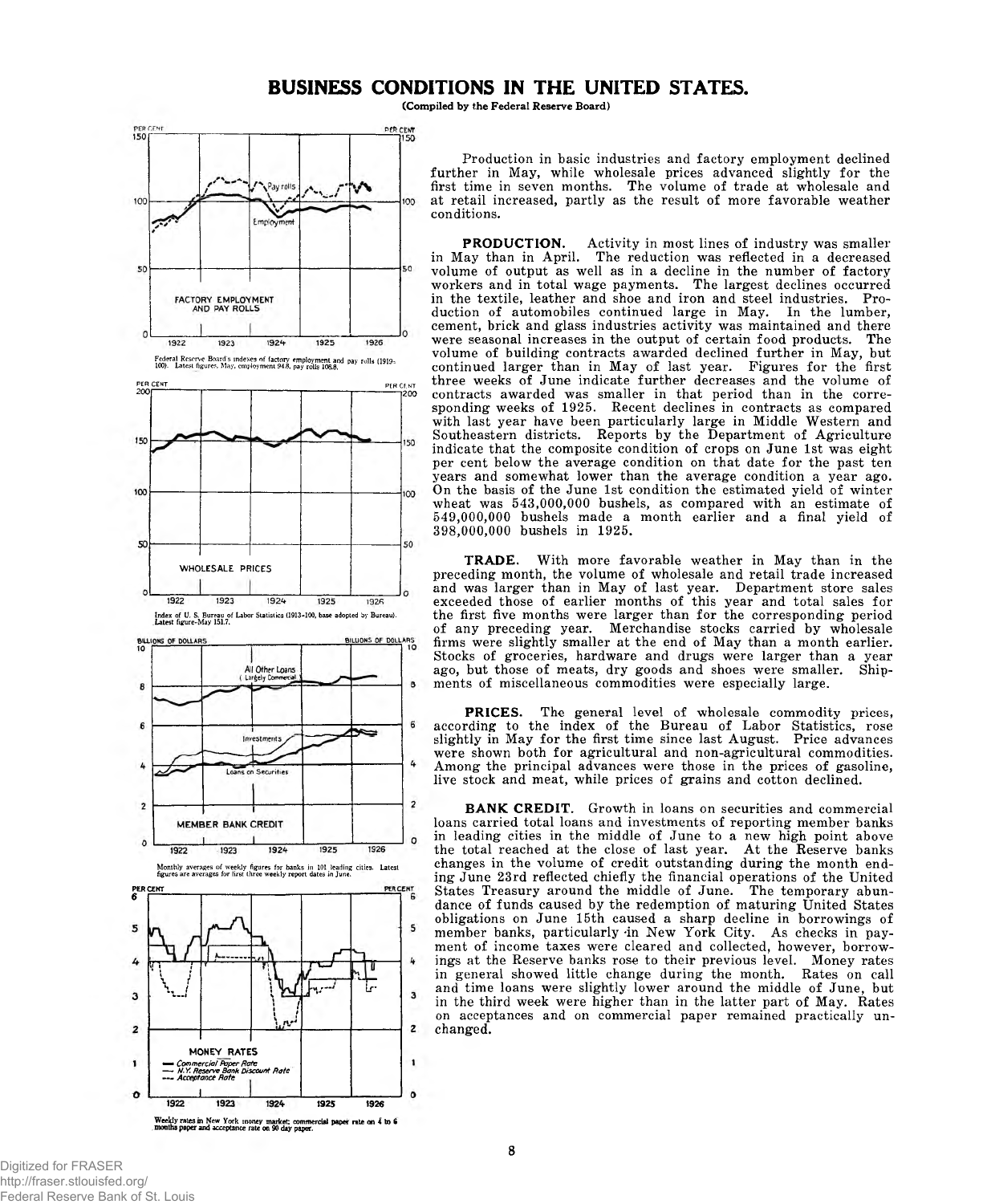# BUSINESS CONDITIONS IN THE UNITED STATES.

(Compiled by the Federal Reserve Board)

PER CENT
150
100
50
0
Pay rolls
Employment
FACTORY EMPLOYMENT AND PAY ROLLS
1922 1923 1924 1925 1926

Federal Reserve Board's indexes of factory employment and pay rolls (1919=100). Latest figures, May, employment 94.8, pay rolls 108.8.

PER CENT
200
150
100
50
0
WHOLESALE PRICES
1922 1923 1924 1925 1926

Index of U. S. Bureau of Labor Statistics (1913=100, base adopted by Bureau). Latest figure—May 151.7.

BILLIONS OF DOLLARS
10
8
6
4
2
0
All Other Loans (Largely Commercial)
Investments
Loans on Securities
MEMBER BANK CREDIT
1922 1923 1924 1925 1926

Monthly averages of weekly figures for banks in 101 leading cities. Latest figures are averages for first three weekly report dates in June.

PER CENT
6
5
4
3
2
1
0
MONEY RATES
— Commercial Paper Rate
— N.Y. Reserve Bank Discount Rate
--- Acceptance Rate
1922 1923 1924 1925 1926

Weekly rates in New York money market; commercial paper rate on 4 to 6 months paper and acceptance rate on 90 day paper.

Production in basic industries and factory employment declined further in May, while wholesale prices advanced slightly for the first time in seven months. The volume of trade at wholesale and at retail increased, partly as the result of more favorable weather conditions.

**PRODUCTION.** Activity in most lines of industry was smaller in May than in April. The reduction was reflected in a decreased volume of output as well as in a decline in the number of factory workers and in total wage payments. The largest declines occurred in the textile, leather and shoe and iron and steel industries. Production of automobiles continued large in May. In the lumber, cement, brick and glass industries activity was maintained and there were seasonal increases in the output of certain food products. The volume of building contracts awarded declined further in May, but continued larger than in May of last year. Figures for the first three weeks of June indicate further decreases and the volume of contracts awarded was smaller in that period than in the corresponding weeks of 1925. Recent declines in contracts as compared with last year have been particularly large in Middle Western and Southeastern districts. Reports by the Department of Agriculture indicate that the composite condition of crops on June 1st was eight per cent below the average condition on that date for the past ten years and somewhat lower than the average condition a year ago. On the basis of the June 1st condition the estimated yield of winter wheat was 543,000,000 bushels, as compared with an estimate of 549,000,000 bushels made a month earlier and a final yield of 398,000,000 bushels in 1925.

**TRADE.** With more favorable weather in May than in the preceding month, the volume of wholesale and retail trade increased and was larger than in May of last year. Department store sales exceeded those of earlier months of this year and total sales for the first five months were larger than for the corresponding period of any preceding year. Merchandise stocks carried by wholesale firms were slightly smaller at the end of May than a month earlier. Stocks of groceries, hardware and drugs were larger than a year ago, but those of meats, dry goods and shoes were smaller. Shipments of miscellaneous commodities were especially large.

**PRICES.** The general level of wholesale commodity prices, according to the index of the Bureau of Labor Statistics, rose slightly in May for the first time since last August. Price advances were shown both for agricultural and non-agricultural commodities. Among the principal advances were those in the prices of gasoline, live stock and meat, while prices of grains and cotton declined.

**BANK CREDIT.** Growth in loans on securities and commercial loans carried total loans and investments of reporting member banks in leading cities in the middle of June to a new high point above the total reached at the close of last year. At the Reserve banks changes in the volume of credit outstanding during the month ending June 23rd reflected chiefly the financial operations of the United States Treasury around the middle of June. The temporary abundance of funds caused by the redemption of maturing United States obligations on June 15th caused a sharp decline in borrowings of member banks, particularly in New York City. As checks in payment of income taxes were cleared and collected, however, borrowings at the Reserve banks rose to their previous level. Money rates in general showed little change during the month. Rates on call and time loans were slightly lower around the middle of June, but in the third week were higher than in the latter part of May. Rates on acceptances and on commercial paper remained practically unchanged.